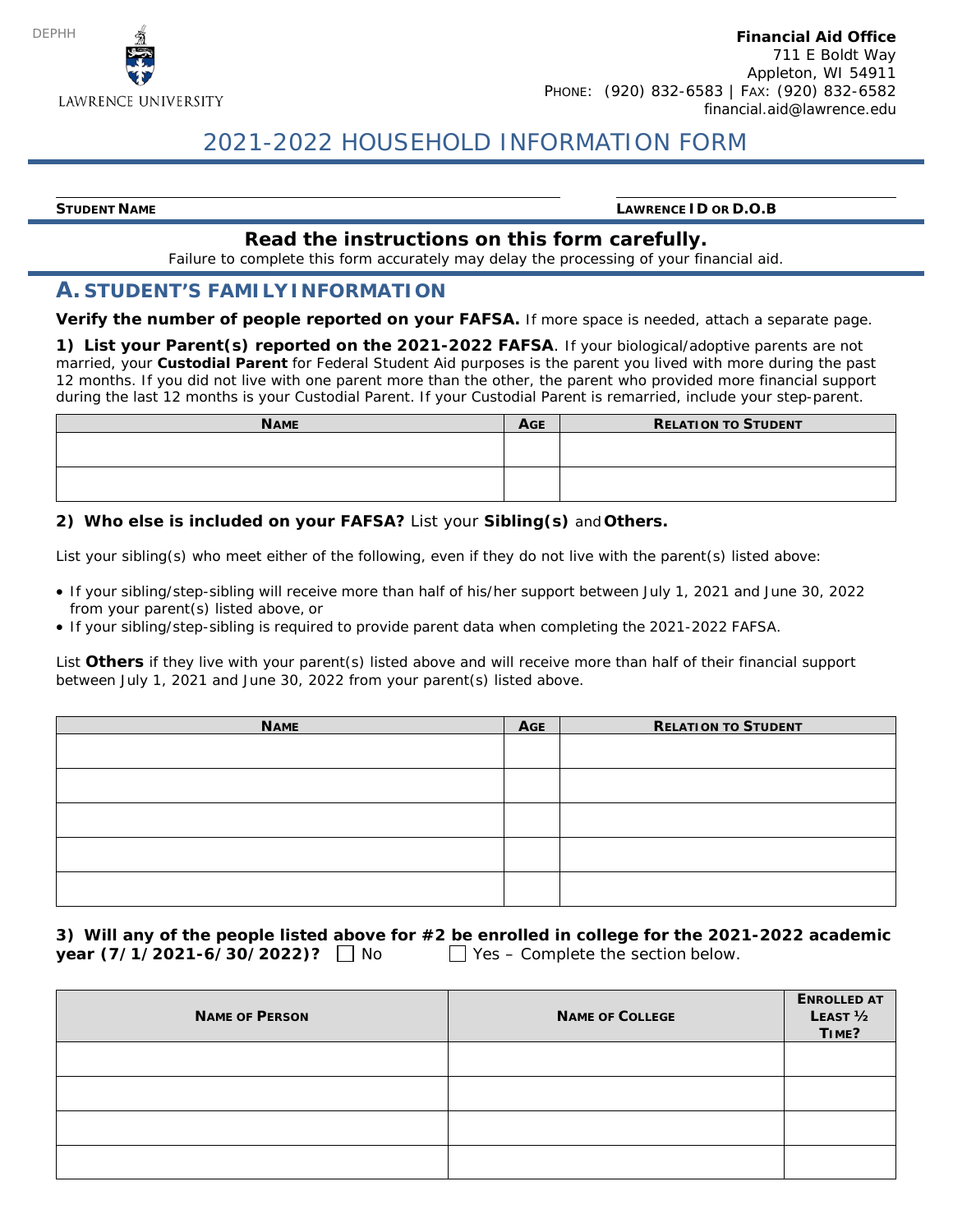DEPHH

LAWRENCE UNIVERSITY

**Financial Aid Office**
711 E Boldt Way
Appleton, WI 54911
PHONE: (920) 832-6583 | FAX: (920) 832-6582
financial.aid@lawrence.edu

# 2021-2022 HOUSEHOLD INFORMATION FORM

**STUDENT NAME** ______________________ **LAWRENCE ID OR D.O.B** ______________________

**Read the instructions on this form carefully.**

Failure to complete this form accurately may delay the processing of your financial aid.

## A. STUDENT'S FAMILY INFORMATION

**Verify the number of people reported on your FAFSA.** If more space is needed, attach a separate page.

**1) List your Parent(s) reported on the 2021-2022 FAFSA**. If your biological/adoptive parents are not married, your **Custodial Parent** for Federal Student Aid purposes is the parent you lived with more during the past 12 months. If you did not live with one parent more than the other, the parent who provided more financial support during the last 12 months is your Custodial Parent. If your Custodial Parent is remarried, include your step-parent.

| NAME | AGE | RELATION TO STUDENT |
|---|---|---|
| | | |
| | | |

**2) Who else is included on your FAFSA?** List your **Sibling(s)** and **Others.**

List your sibling(s) who meet either of the following, even if they do not live with the parent(s) listed above:

- If your sibling/step-sibling will receive more than half of his/her support between July 1, 2021 and June 30, 2022 from your parent(s) listed above, or
- If your sibling/step-sibling is required to provide parent data when completing the 2021-2022 FAFSA.

List **Others** if they live with your parent(s) listed above and will receive more than half of their financial support between July 1, 2021 and June 30, 2022 from your parent(s) listed above.

| NAME | AGE | RELATION TO STUDENT |
|---|---|---|
| | | |
| | | |
| | | |
| | | |
| | | |

**3) Will any of the people listed above for #2 be enrolled in college for the 2021-2022 academic year (7/1/2021-6/30/2022)?** ☐ No ☐ Yes – Complete the section below.

| NAME OF PERSON | NAME OF COLLEGE | ENROLLED AT LEAST ½ TIME? |
|---|---|---|
| | | |
| | | |
| | | |
| | | |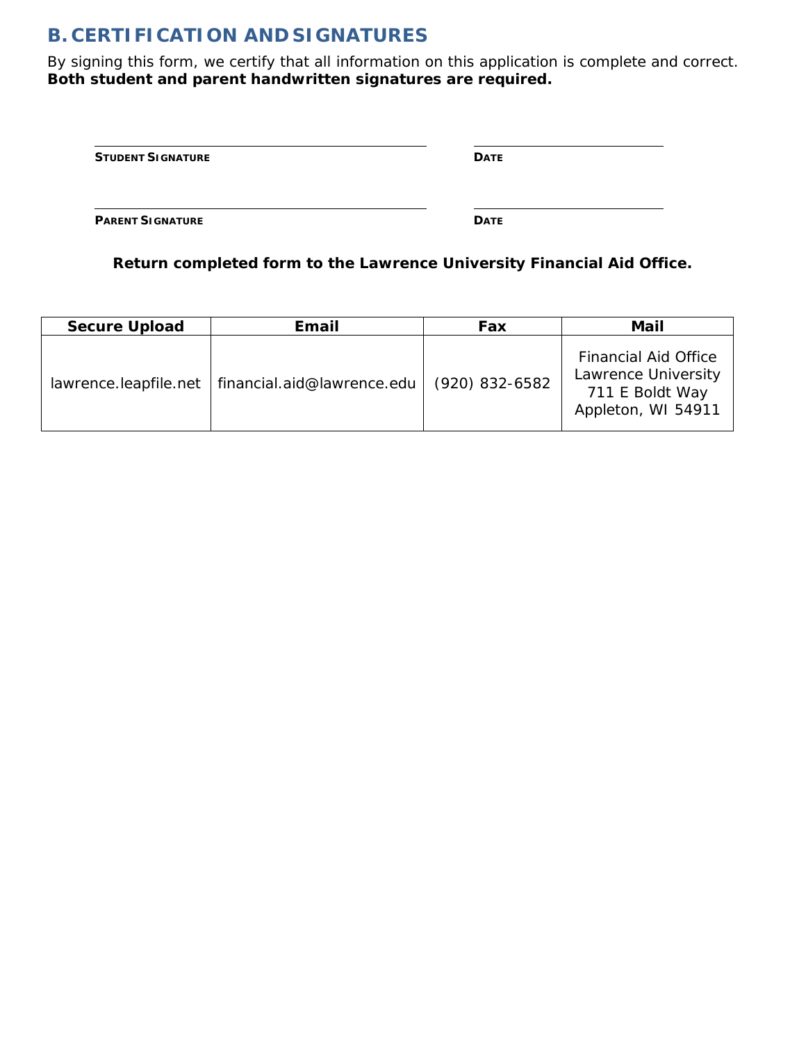## B. CERTIFICATION AND SIGNATURES

By signing this form, we certify that all information on this application is complete and correct. **Both student and parent handwritten signatures are required.**

STUDENT SIGNATURE ____________________ DATE ____________

PARENT SIGNATURE ____________________ DATE ____________

**Return completed form to the Lawrence University Financial Aid Office.**

| Secure Upload | Email | Fax | Mail |
|---|---|---|---|
| lawrence.leapfile.net | financial.aid@lawrence.edu | (920) 832-6582 | Financial Aid Office<br>Lawrence University<br>711 E Boldt Way<br>Appleton, WI 54911 |